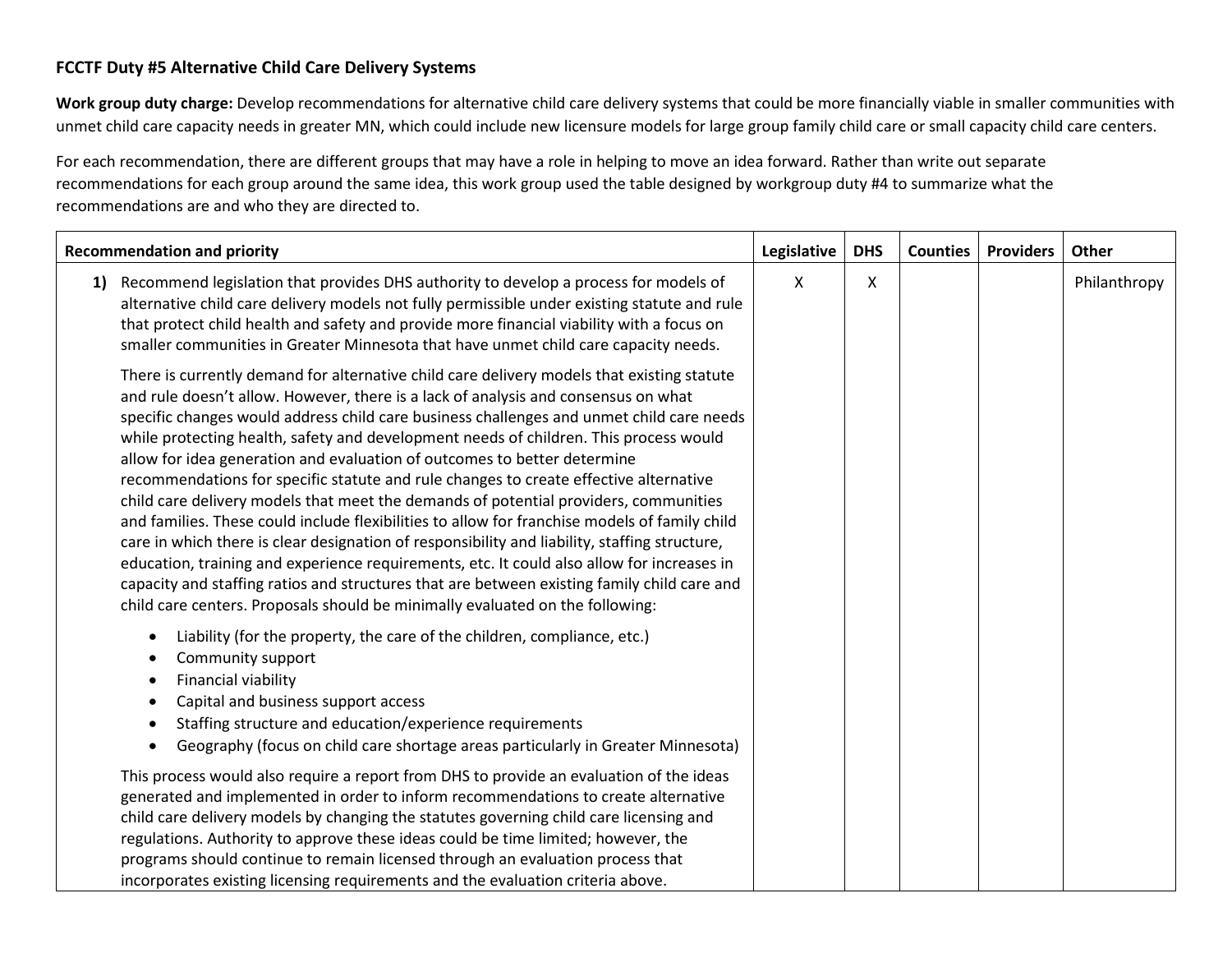**FCCTF Duty #5 Alternative Child Care Delivery Systems**

**Work group duty charge:** Develop recommendations for alternative child care delivery systems that could be more financially viable in smaller communities with unmet child care capacity needs in greater MN, which could include new licensure models for large group family child care or small capacity child care centers.

For each recommendation, there are different groups that may have a role in helping to move an idea forward. Rather than write out separate recommendations for each group around the same idea, this work group used the table designed by workgroup duty #4 to summarize what the recommendations are and who they are directed to.

| Recommendation and priority | Legislative | DHS | Counties | Providers | Other |
|---|---|---|---|---|---|
| **1)** Recommend legislation that provides DHS authority to develop a process for models of alternative child care delivery models not fully permissible under existing statute and rule that protect child health and safety and provide more financial viability with a focus on smaller communities in Greater Minnesota that have unmet child care capacity needs.<br><br>There is currently demand for alternative child care delivery models that existing statute and rule doesn't allow. However, there is a lack of analysis and consensus on what specific changes would address child care business challenges and unmet child care needs while protecting health, safety and development needs of children. This process would allow for idea generation and evaluation of outcomes to better determine recommendations for specific statute and rule changes to create effective alternative child care delivery models that meet the demands of potential providers, communities and families. These could include flexibilities to allow for franchise models of family child care in which there is clear designation of responsibility and liability, staffing structure, education, training and experience requirements, etc. It could also allow for increases in capacity and staffing ratios and structures that are between existing family child care and child care centers. Proposals should be minimally evaluated on the following:<br><br>• Liability (for the property, the care of the children, compliance, etc.)<br>• Community support<br>• Financial viability<br>• Capital and business support access<br>• Staffing structure and education/experience requirements<br>• Geography (focus on child care shortage areas particularly in Greater Minnesota)<br><br>This process would also require a report from DHS to provide an evaluation of the ideas generated and implemented in order to inform recommendations to create alternative child care delivery models by changing the statutes governing child care licensing and regulations. Authority to approve these ideas could be time limited; however, the programs should continue to remain licensed through an evaluation process that incorporates existing licensing requirements and the evaluation criteria above. | X | X | | | Philanthropy |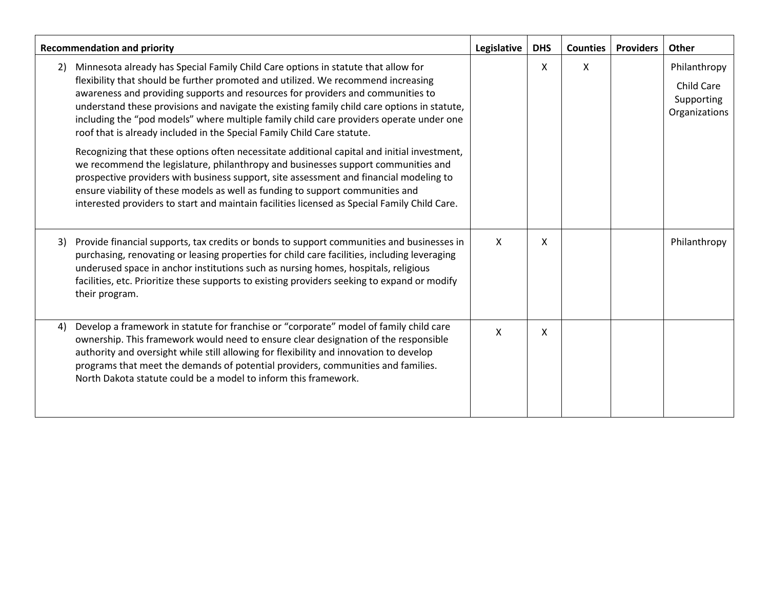| Recommendation and priority | Legislative | DHS | Counties | Providers | Other |
|---|---|---|---|---|---|
| 2) Minnesota already has Special Family Child Care options in statute that allow for flexibility that should be further promoted and utilized. We recommend increasing awareness and providing supports and resources for providers and communities to understand these provisions and navigate the existing family child care options in statute, including the "pod models" where multiple family child care providers operate under one roof that is already included in the Special Family Child Care statute.<br><br>Recognizing that these options often necessitate additional capital and initial investment, we recommend the legislature, philanthropy and businesses support communities and prospective providers with business support, site assessment and financial modeling to ensure viability of these models as well as funding to support communities and interested providers to start and maintain facilities licensed as Special Family Child Care. | | X | X | | Philanthropy<br><br>Child Care Supporting Organizations |
| 3) Provide financial supports, tax credits or bonds to support communities and businesses in purchasing, renovating or leasing properties for child care facilities, including leveraging underused space in anchor institutions such as nursing homes, hospitals, religious facilities, etc. Prioritize these supports to existing providers seeking to expand or modify their program. | X | X | | | Philanthropy |
| 4) Develop a framework in statute for franchise or "corporate" model of family child care ownership. This framework would need to ensure clear designation of the responsible authority and oversight while still allowing for flexibility and innovation to develop programs that meet the demands of potential providers, communities and families. North Dakota statute could be a model to inform this framework. | X | X | | | |